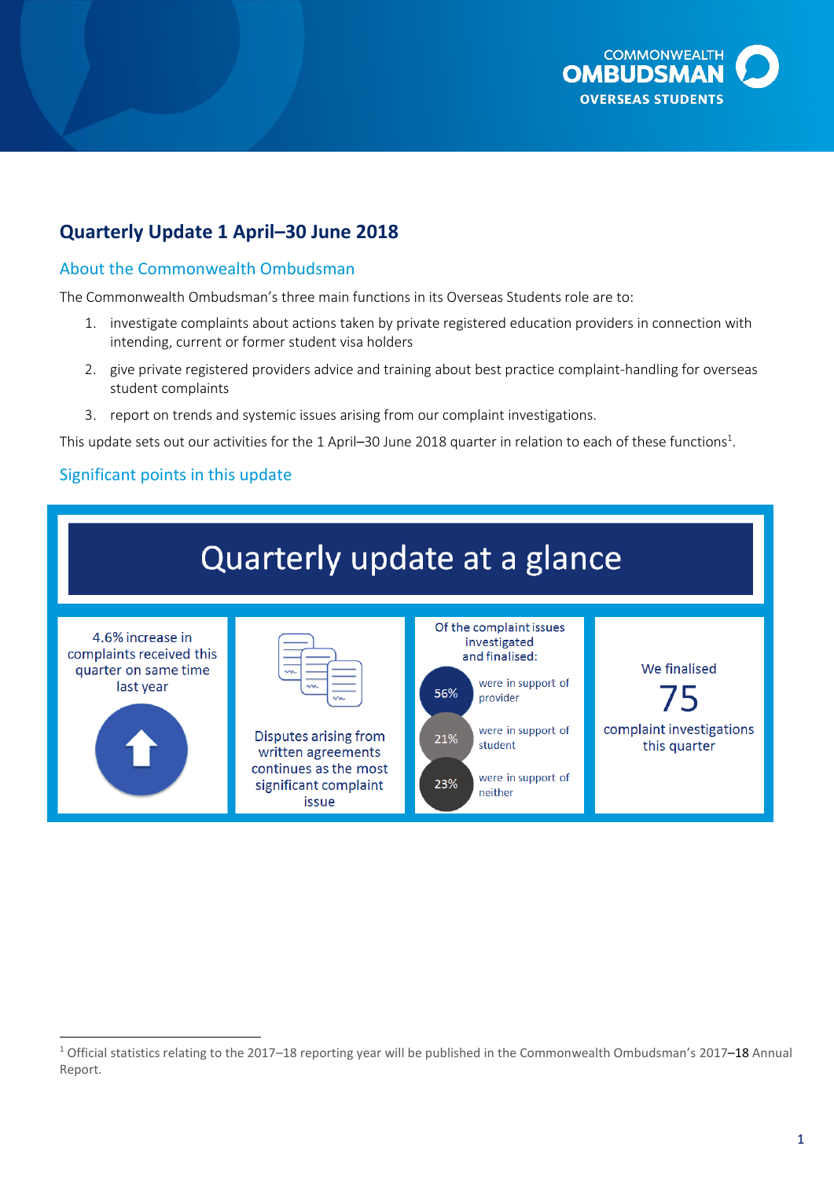# Quarterly Update 1 April–30 June 2018

## About the Commonwealth Ombudsman

The Commonwealth Ombudsman's three main functions in its Overseas Students role are to:

1. investigate complaints about actions taken by private registered education providers in connection with intending, current or former student visa holders
2. give private registered providers advice and training about best practice complaint-handling for overseas student complaints
3. report on trends and systemic issues arising from our complaint investigations.

This update sets out our activities for the 1 April–30 June 2018 quarter in relation to each of these functions[1].

## Significant points in this update

### Quarterly update at a glance

4.6% increase in complaints received this quarter on same time last year

Disputes arising from written agreements continues as the most significant complaint issue

Of the complaint issues investigated and finalised:

- 56% were in support of provider
- 21% were in support of student
- 23% were in support of neither

We finalised 75 complaint investigations this quarter

---

[1] Official statistics relating to the 2017–18 reporting year will be published in the Commonwealth Ombudsman's 2017–18 Annual Report.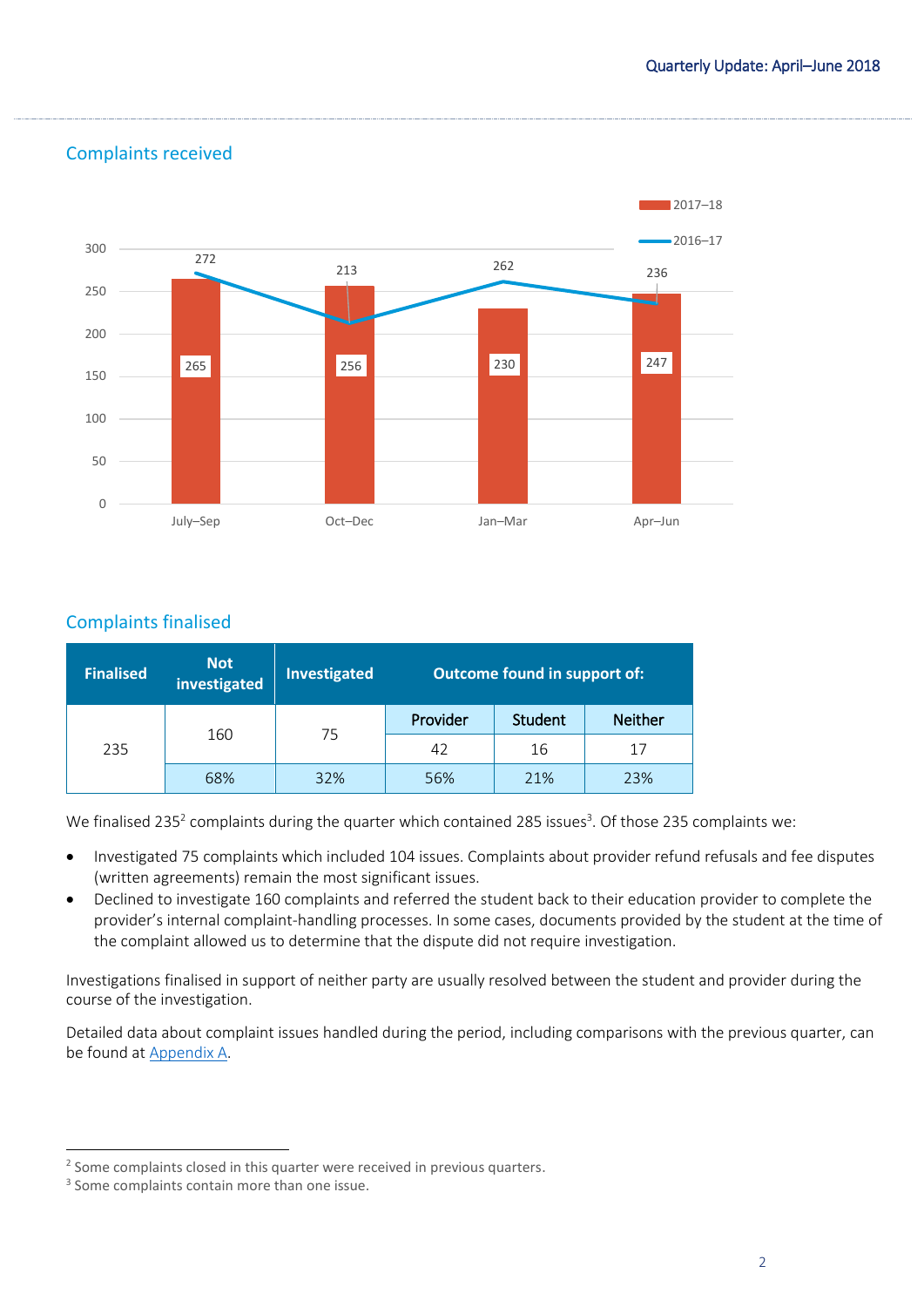## Complaints received

| | July–Sep | Oct–Dec | Jan–Mar | Apr–Jun |
|---|---|---|---|---|
| 2017–18 | 265 | 256 | 230 | 247 |
| 2016–17 | 272 | 213 | 262 | 236 |

## Complaints finalised

| Finalised | Not investigated | Investigated | Outcome found in support of: | | |
|---|---|---|---|---|---|
| | | | Provider | Student | Neither |
| 235 | 160 | 75 | 42 | 16 | 17 |
| | 68% | 32% | 56% | 21% | 23% |

We finalised 235[2] complaints during the quarter which contained 285 issues[3]. Of those 235 complaints we:

- Investigated 75 complaints which included 104 issues. Complaints about provider refund refusals and fee disputes (written agreements) remain the most significant issues.
- Declined to investigate 160 complaints and referred the student back to their education provider to complete the provider's internal complaint-handling processes. In some cases, documents provided by the student at the time of the complaint allowed us to determine that the dispute did not require investigation.

Investigations finalised in support of neither party are usually resolved between the student and provider during the course of the investigation.

Detailed data about complaint issues handled during the period, including comparisons with the previous quarter, can be found at Appendix A.

[2] Some complaints closed in this quarter were received in previous quarters.

[3] Some complaints contain more than one issue.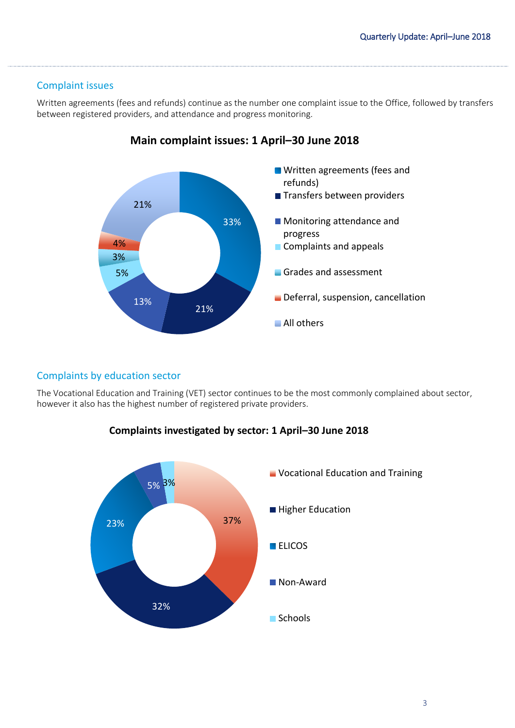## Complaint issues

Written agreements (fees and refunds) continue as the number one complaint issue to the Office, followed by transfers between registered providers, and attendance and progress monitoring.

### Main complaint issues: 1 April–30 June 2018

| Issue | Percentage |
|---|---|
| Written agreements (fees and refunds) | 33% |
| Transfers between providers | 21% |
| Monitoring attendance and progress | 13% |
| Complaints and appeals | 5% |
| Grades and assessment | 3% |
| Deferral, suspension, cancellation | 4% |
| All others | 21% |

## Complaints by education sector

The Vocational Education and Training (VET) sector continues to be the most commonly complained about sector, however it also has the highest number of registered private providers.

### Complaints investigated by sector: 1 April–30 June 2018

| Sector | Percentage |
|---|---|
| Vocational Education and Training | 37% |
| Higher Education | 32% |
| ELICOS | 23% |
| Non-Award | 5% |
| Schools | 3% |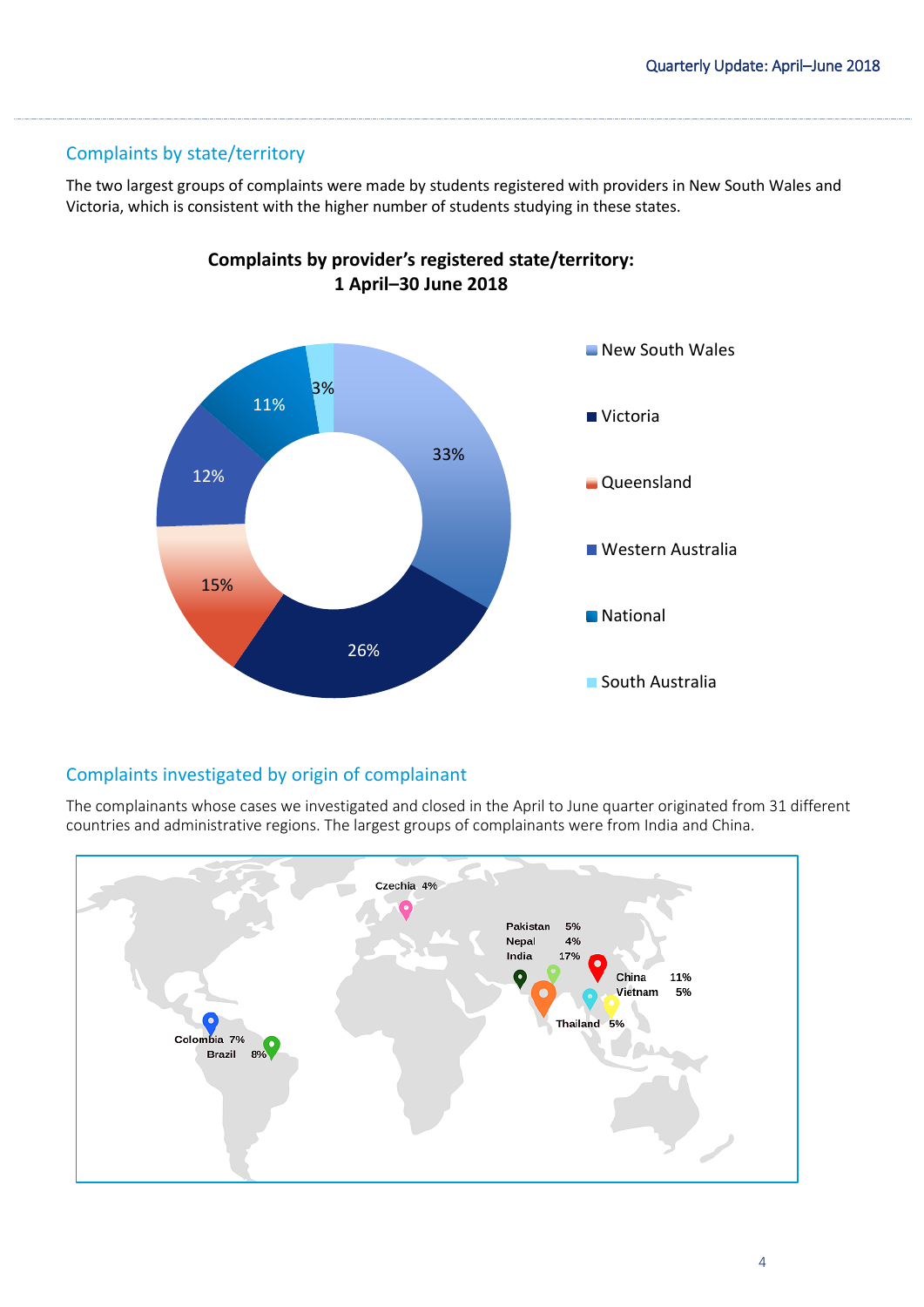## Complaints by state/territory

The two largest groups of complaints were made by students registered with providers in New South Wales and Victoria, which is consistent with the higher number of students studying in these states.

**Complaints by provider's registered state/territory: 1 April–30 June 2018**

| State/territory | Percentage |
|---|---|
| New South Wales | 33% |
| Victoria | 26% |
| Queensland | 15% |
| Western Australia | 12% |
| National | 11% |
| South Australia | 3% |

## Complaints investigated by origin of complainant

The complainants whose cases we investigated and closed in the April to June quarter originated from 31 different countries and administrative regions. The largest groups of complainants were from India and China.

| Country | Percentage |
|---|---|
| Czechia | 4% |
| Pakistan | 5% |
| Nepal | 4% |
| India | 17% |
| China | 11% |
| Vietnam | 5% |
| Thailand | 5% |
| Colombia | 7% |
| Brazil | 8% |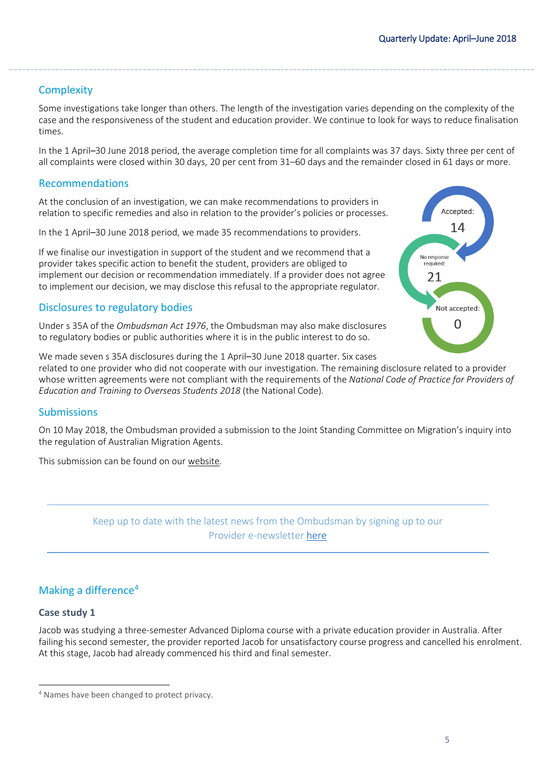## Complexity

Some investigations take longer than others. The length of the investigation varies depending on the complexity of the case and the responsiveness of the student and education provider. We continue to look for ways to reduce finalisation times.

In the 1 April–30 June 2018 period, the average completion time for all complaints was 37 days. Sixty three per cent of all complaints were closed within 30 days, 20 per cent from 31–60 days and the remainder closed in 61 days or more.

## Recommendations

At the conclusion of an investigation, we can make recommendations to providers in relation to specific remedies and also in relation to the provider's policies or processes.

In the 1 April–30 June 2018 period, we made 35 recommendations to providers.

Accepted: 14

No response required: 21

Not accepted: 0

If we finalise our investigation in support of the student and we recommend that a provider takes specific action to benefit the student, providers are obliged to implement our decision or recommendation immediately. If a provider does not agree to implement our decision, we may disclose this refusal to the appropriate regulator.

## Disclosures to regulatory bodies

Under s 35A of the *Ombudsman Act 1976*, the Ombudsman may also make disclosures to regulatory bodies or public authorities where it is in the public interest to do so.

We made seven s 35A disclosures during the 1 April–30 June 2018 quarter. Six cases related to one provider who did not cooperate with our investigation. The remaining disclosure related to a provider whose written agreements were not compliant with the requirements of the *National Code of Practice for Providers of Education and Training to Overseas Students 2018* (the National Code).

## Submissions

On 10 May 2018, the Ombudsman provided a submission to the Joint Standing Committee on Migration's inquiry into the regulation of Australian Migration Agents.

This submission can be found on our website.

---

Keep up to date with the latest news from the Ombudsman by signing up to our Provider e-newsletter here

---

## Making a difference[4]

### Case study 1

Jacob was studying a three-semester Advanced Diploma course with a private education provider in Australia. After failing his second semester, the provider reported Jacob for unsatisfactory course progress and cancelled his enrolment. At this stage, Jacob had already commenced his third and final semester.

[4] Names have been changed to protect privacy.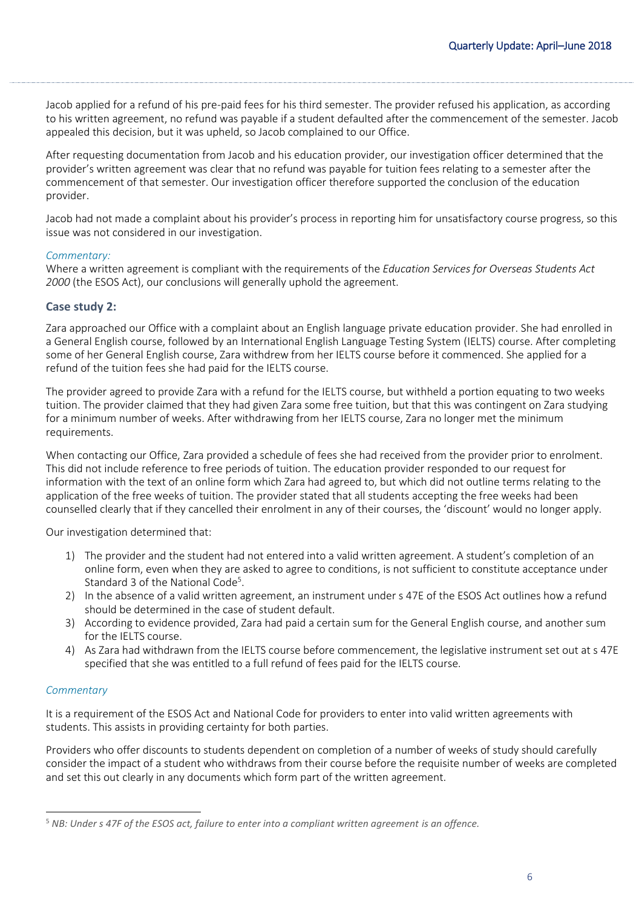Jacob applied for a refund of his pre-paid fees for his third semester. The provider refused his application, as according to his written agreement, no refund was payable if a student defaulted after the commencement of the semester. Jacob appealed this decision, but it was upheld, so Jacob complained to our Office.

After requesting documentation from Jacob and his education provider, our investigation officer determined that the provider's written agreement was clear that no refund was payable for tuition fees relating to a semester after the commencement of that semester. Our investigation officer therefore supported the conclusion of the education provider.

Jacob had not made a complaint about his provider's process in reporting him for unsatisfactory course progress, so this issue was not considered in our investigation.

*Commentary:*
Where a written agreement is compliant with the requirements of the *Education Services for Overseas Students Act 2000* (the ESOS Act), our conclusions will generally uphold the agreement.

### Case study 2:

Zara approached our Office with a complaint about an English language private education provider. She had enrolled in a General English course, followed by an International English Language Testing System (IELTS) course. After completing some of her General English course, Zara withdrew from her IELTS course before it commenced. She applied for a refund of the tuition fees she had paid for the IELTS course.

The provider agreed to provide Zara with a refund for the IELTS course, but withheld a portion equating to two weeks tuition. The provider claimed that they had given Zara some free tuition, but that this was contingent on Zara studying for a minimum number of weeks. After withdrawing from her IELTS course, Zara no longer met the minimum requirements.

When contacting our Office, Zara provided a schedule of fees she had received from the provider prior to enrolment. This did not include reference to free periods of tuition. The education provider responded to our request for information with the text of an online form which Zara had agreed to, but which did not outline terms relating to the application of the free weeks of tuition. The provider stated that all students accepting the free weeks had been counselled clearly that if they cancelled their enrolment in any of their courses, the 'discount' would no longer apply.

Our investigation determined that:

1) The provider and the student had not entered into a valid written agreement. A student's completion of an online form, even when they are asked to agree to conditions, is not sufficient to constitute acceptance under Standard 3 of the National Code[5].
2) In the absence of a valid written agreement, an instrument under s 47E of the ESOS Act outlines how a refund should be determined in the case of student default.
3) According to evidence provided, Zara had paid a certain sum for the General English course, and another sum for the IELTS course.
4) As Zara had withdrawn from the IELTS course before commencement, the legislative instrument set out at s 47E specified that she was entitled to a full refund of fees paid for the IELTS course.

*Commentary*

It is a requirement of the ESOS Act and National Code for providers to enter into valid written agreements with students. This assists in providing certainty for both parties.

Providers who offer discounts to students dependent on completion of a number of weeks of study should carefully consider the impact of a student who withdraws from their course before the requisite number of weeks are completed and set this out clearly in any documents which form part of the written agreement.

---

[5] *NB: Under s 47F of the ESOS act, failure to enter into a compliant written agreement is an offence.*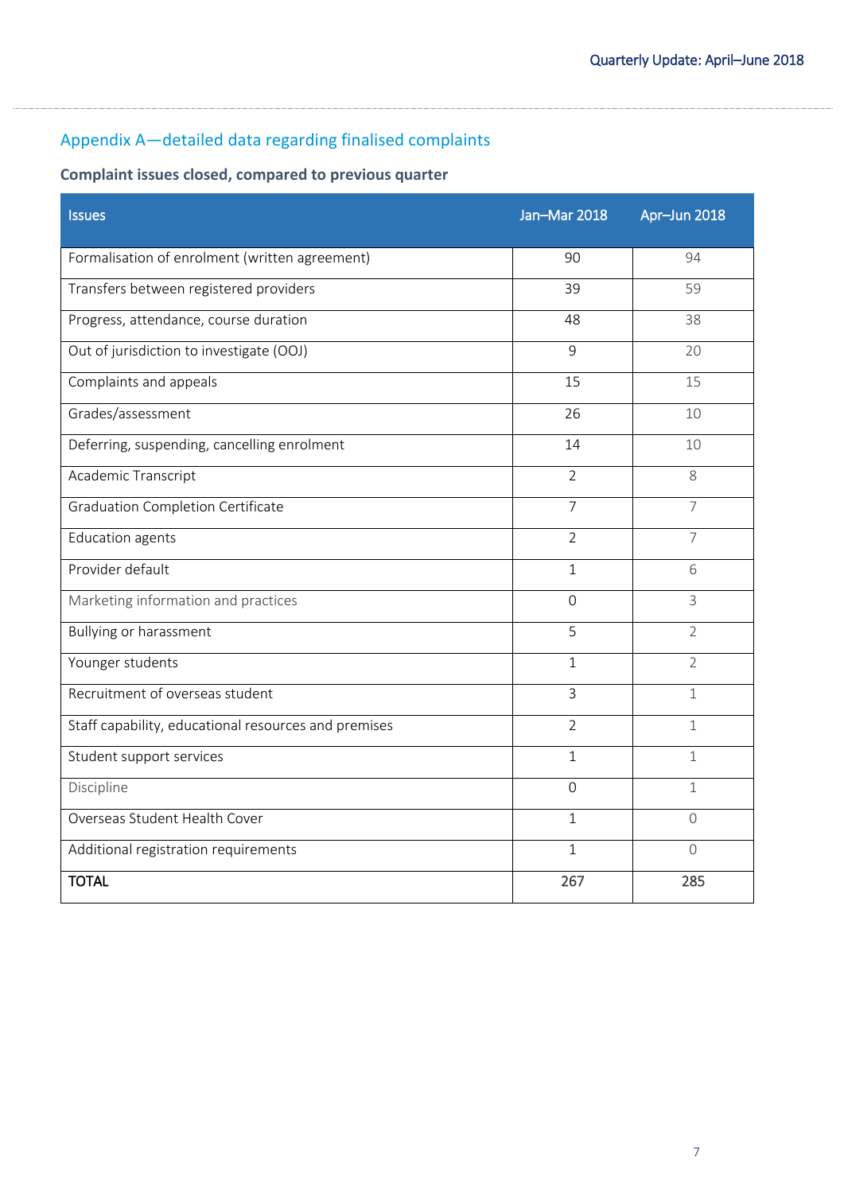## Appendix A—detailed data regarding finalised complaints

### Complaint issues closed, compared to previous quarter

| Issues | Jan–Mar 2018 | Apr–Jun 2018 |
|---|---|---|
| Formalisation of enrolment (written agreement) | 90 | 94 |
| Transfers between registered providers | 39 | 59 |
| Progress, attendance, course duration | 48 | 38 |
| Out of jurisdiction to investigate (OOJ) | 9 | 20 |
| Complaints and appeals | 15 | 15 |
| Grades/assessment | 26 | 10 |
| Deferring, suspending, cancelling enrolment | 14 | 10 |
| Academic Transcript | 2 | 8 |
| Graduation Completion Certificate | 7 | 7 |
| Education agents | 2 | 7 |
| Provider default | 1 | 6 |
| Marketing information and practices | 0 | 3 |
| Bullying or harassment | 5 | 2 |
| Younger students | 1 | 2 |
| Recruitment of overseas student | 3 | 1 |
| Staff capability, educational resources and premises | 2 | 1 |
| Student support services | 1 | 1 |
| Discipline | 0 | 1 |
| Overseas Student Health Cover | 1 | 0 |
| Additional registration requirements | 1 | 0 |
| **TOTAL** | **267** | **285** |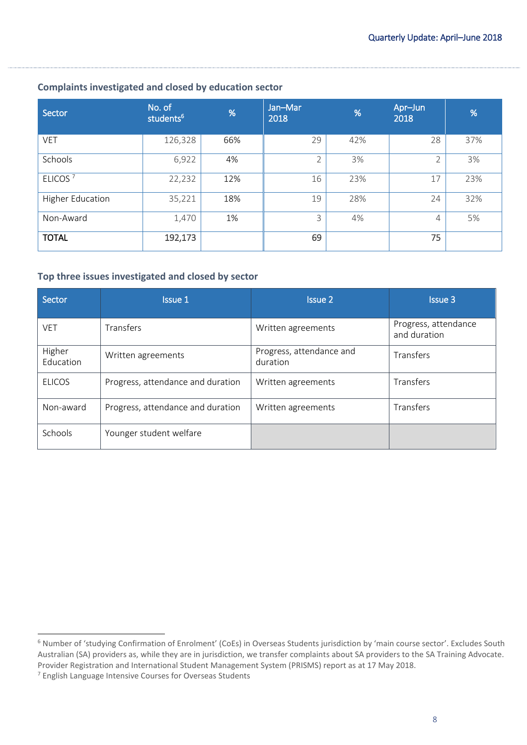### Complaints investigated and closed by education sector

| Sector | No. of students[6] | % | Jan–Mar 2018 | % | Apr–Jun 2018 | % |
|---|---|---|---|---|---|---|
| VET | 126,328 | 66% | 29 | 42% | 28 | 37% |
| Schools | 6,922 | 4% | 2 | 3% | 2 | 3% |
| ELICOS [7] | 22,232 | 12% | 16 | 23% | 17 | 23% |
| Higher Education | 35,221 | 18% | 19 | 28% | 24 | 32% |
| Non-Award | 1,470 | 1% | 3 | 4% | 4 | 5% |
| **TOTAL** | **192,173** | | **69** | | **75** | |

### Top three issues investigated and closed by sector

| Sector | Issue 1 | Issue 2 | Issue 3 |
|---|---|---|---|
| VET | Transfers | Written agreements | Progress, attendance and duration |
| Higher Education | Written agreements | Progress, attendance and duration | Transfers |
| ELICOS | Progress, attendance and duration | Written agreements | Transfers |
| Non-award | Progress, attendance and duration | Written agreements | Transfers |
| Schools | Younger student welfare | | |

[6] Number of 'studying Confirmation of Enrolment' (CoEs) in Overseas Students jurisdiction by 'main course sector'. Excludes South Australian (SA) providers as, while they are in jurisdiction, we transfer complaints about SA providers to the SA Training Advocate. Provider Registration and International Student Management System (PRISMS) report as at 17 May 2018.

[7] English Language Intensive Courses for Overseas Students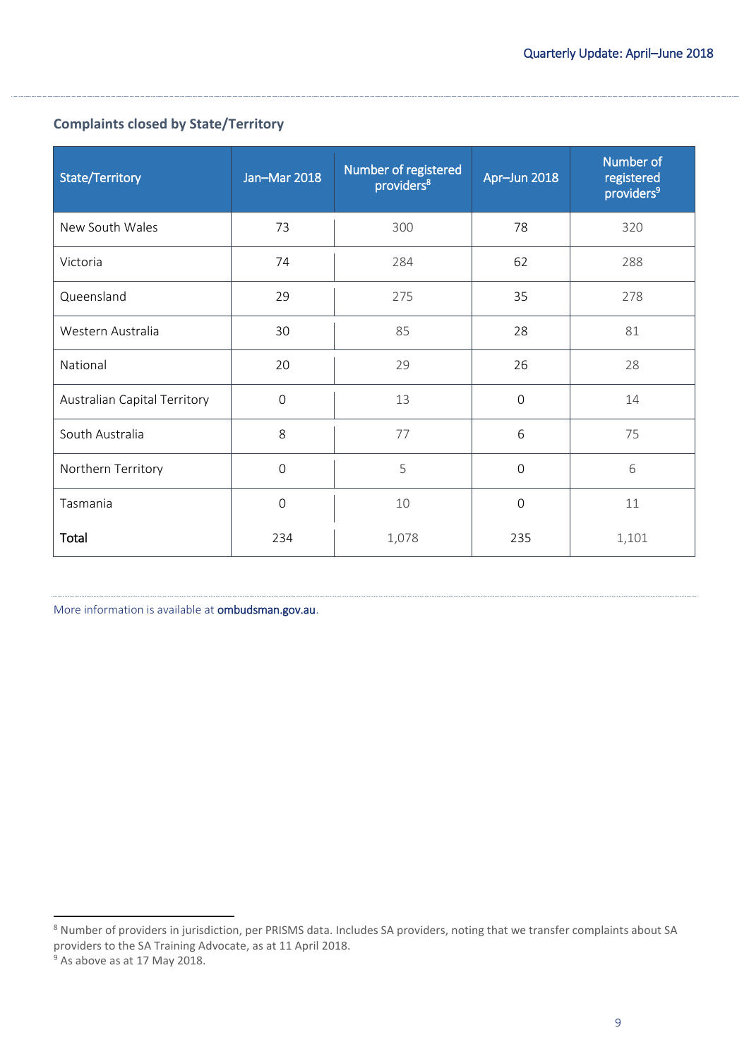### Complaints closed by State/Territory

| State/Territory | Jan–Mar 2018 | Number of registered providers[8] | Apr–Jun 2018 | Number of registered providers[9] |
|---|---|---|---|---|
| New South Wales | 73 | 300 | 78 | 320 |
| Victoria | 74 | 284 | 62 | 288 |
| Queensland | 29 | 275 | 35 | 278 |
| Western Australia | 30 | 85 | 28 | 81 |
| National | 20 | 29 | 26 | 28 |
| Australian Capital Territory | 0 | 13 | 0 | 14 |
| South Australia | 8 | 77 | 6 | 75 |
| Northern Territory | 0 | 5 | 0 | 6 |
| Tasmania | 0 | 10 | 0 | 11 |
| **Total** | 234 | 1,078 | 235 | 1,101 |

More information is available at **ombudsman.gov.au**.

[8] Number of providers in jurisdiction, per PRISMS data. Includes SA providers, noting that we transfer complaints about SA providers to the SA Training Advocate, as at 11 April 2018.

[9] As above as at 17 May 2018.